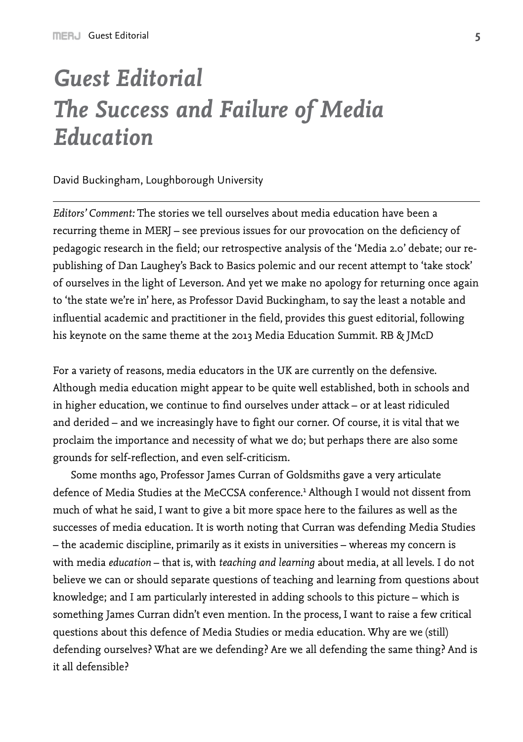# *Guest Editorial*
# *The Success and Failure of Media Education*

David Buckingham, Loughborough University

---

*Editors' Comment:* The stories we tell ourselves about media education have been a recurring theme in MERJ – see previous issues for our provocation on the deficiency of pedagogic research in the field; our retrospective analysis of the 'Media 2.0' debate; our re-publishing of Dan Laughey's Back to Basics polemic and our recent attempt to 'take stock' of ourselves in the light of Leverson. And yet we make no apology for returning once again to 'the state we're in' here, as Professor David Buckingham, to say the least a notable and influential academic and practitioner in the field, provides this guest editorial, following his keynote on the same theme at the 2013 Media Education Summit. RB & JMcD

For a variety of reasons, media educators in the UK are currently on the defensive. Although media education might appear to be quite well established, both in schools and in higher education, we continue to find ourselves under attack – or at least ridiculed and derided – and we increasingly have to fight our corner. Of course, it is vital that we proclaim the importance and necessity of what we do; but perhaps there are also some grounds for self-reflection, and even self-criticism.

Some months ago, Professor James Curran of Goldsmiths gave a very articulate defence of Media Studies at the MeCCSA conference.[1] Although I would not dissent from much of what he said, I want to give a bit more space here to the failures as well as the successes of media education. It is worth noting that Curran was defending Media Studies – the academic discipline, primarily as it exists in universities – whereas my concern is with media *education* – that is, with *teaching and learning* about media, at all levels. I do not believe we can or should separate questions of teaching and learning from questions about knowledge; and I am particularly interested in adding schools to this picture – which is something James Curran didn't even mention. In the process, I want to raise a few critical questions about this defence of Media Studies or media education. Why are we (still) defending ourselves? What are we defending? Are we all defending the same thing? And is it all defensible?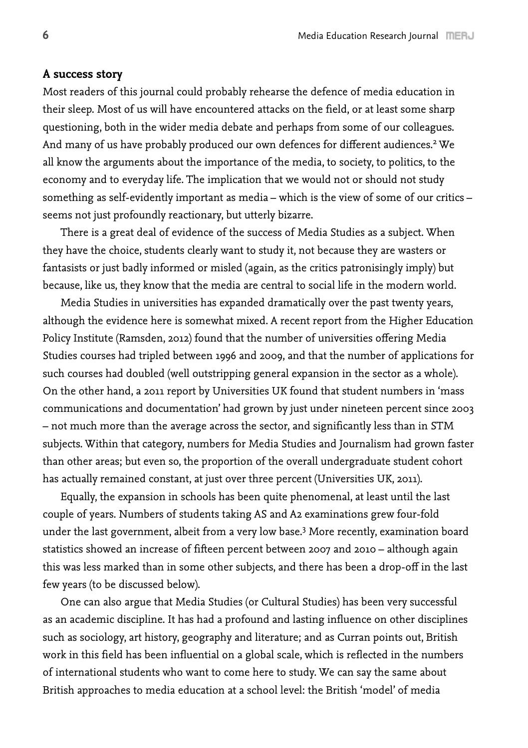### A success story

Most readers of this journal could probably rehearse the defence of media education in their sleep. Most of us will have encountered attacks on the field, or at least some sharp questioning, both in the wider media debate and perhaps from some of our colleagues. And many of us have probably produced our own defences for different audiences.[2] We all know the arguments about the importance of the media, to society, to politics, to the economy and to everyday life. The implication that we would not or should not study something as self-evidently important as media – which is the view of some of our critics – seems not just profoundly reactionary, but utterly bizarre.

There is a great deal of evidence of the success of Media Studies as a subject. When they have the choice, students clearly want to study it, not because they are wasters or fantasists or just badly informed or misled (again, as the critics patronisingly imply) but because, like us, they know that the media are central to social life in the modern world.

Media Studies in universities has expanded dramatically over the past twenty years, although the evidence here is somewhat mixed. A recent report from the Higher Education Policy Institute (Ramsden, 2012) found that the number of universities offering Media Studies courses had tripled between 1996 and 2009, and that the number of applications for such courses had doubled (well outstripping general expansion in the sector as a whole). On the other hand, a 2011 report by Universities UK found that student numbers in 'mass communications and documentation' had grown by just under nineteen percent since 2003 – not much more than the average across the sector, and significantly less than in STM subjects. Within that category, numbers for Media Studies and Journalism had grown faster than other areas; but even so, the proportion of the overall undergraduate student cohort has actually remained constant, at just over three percent (Universities UK, 2011).

Equally, the expansion in schools has been quite phenomenal, at least until the last couple of years. Numbers of students taking AS and A2 examinations grew four-fold under the last government, albeit from a very low base.[3] More recently, examination board statistics showed an increase of fifteen percent between 2007 and 2010 – although again this was less marked than in some other subjects, and there has been a drop-off in the last few years (to be discussed below).

One can also argue that Media Studies (or Cultural Studies) has been very successful as an academic discipline. It has had a profound and lasting influence on other disciplines such as sociology, art history, geography and literature; and as Curran points out, British work in this field has been influential on a global scale, which is reflected in the numbers of international students who want to come here to study. We can say the same about British approaches to media education at a school level: the British 'model' of media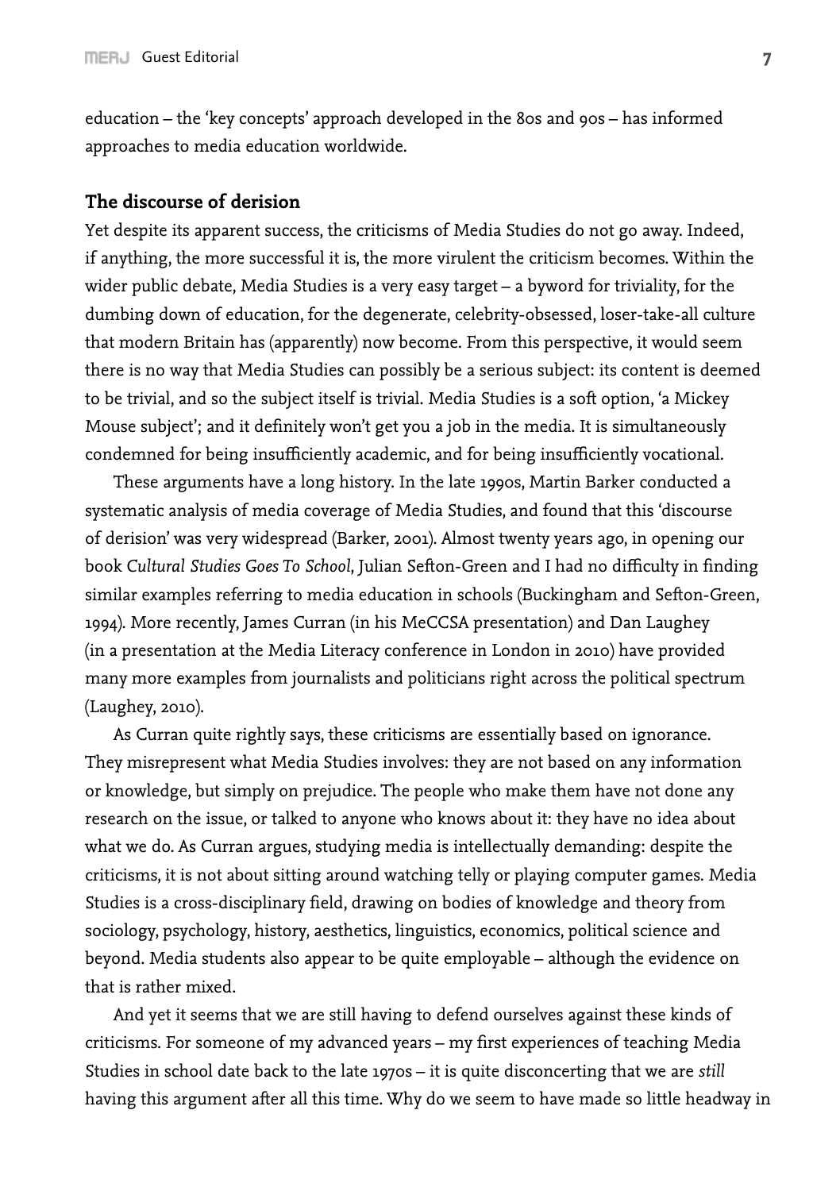education – the 'key concepts' approach developed in the 80s and 90s – has informed approaches to media education worldwide.

## The discourse of derision

Yet despite its apparent success, the criticisms of Media Studies do not go away. Indeed, if anything, the more successful it is, the more virulent the criticism becomes. Within the wider public debate, Media Studies is a very easy target – a byword for triviality, for the dumbing down of education, for the degenerate, celebrity-obsessed, loser-take-all culture that modern Britain has (apparently) now become. From this perspective, it would seem there is no way that Media Studies can possibly be a serious subject: its content is deemed to be trivial, and so the subject itself is trivial. Media Studies is a soft option, 'a Mickey Mouse subject'; and it definitely won't get you a job in the media. It is simultaneously condemned for being insufficiently academic, and for being insufficiently vocational.

These arguments have a long history. In the late 1990s, Martin Barker conducted a systematic analysis of media coverage of Media Studies, and found that this 'discourse of derision' was very widespread (Barker, 2001). Almost twenty years ago, in opening our book *Cultural Studies Goes To School*, Julian Sefton-Green and I had no difficulty in finding similar examples referring to media education in schools (Buckingham and Sefton-Green, 1994). More recently, James Curran (in his MeCCSA presentation) and Dan Laughey (in a presentation at the Media Literacy conference in London in 2010) have provided many more examples from journalists and politicians right across the political spectrum (Laughey, 2010).

As Curran quite rightly says, these criticisms are essentially based on ignorance. They misrepresent what Media Studies involves: they are not based on any information or knowledge, but simply on prejudice. The people who make them have not done any research on the issue, or talked to anyone who knows about it: they have no idea about what we do. As Curran argues, studying media is intellectually demanding: despite the criticisms, it is not about sitting around watching telly or playing computer games. Media Studies is a cross-disciplinary field, drawing on bodies of knowledge and theory from sociology, psychology, history, aesthetics, linguistics, economics, political science and beyond. Media students also appear to be quite employable – although the evidence on that is rather mixed.

And yet it seems that we are still having to defend ourselves against these kinds of criticisms. For someone of my advanced years – my first experiences of teaching Media Studies in school date back to the late 1970s – it is quite disconcerting that we are *still* having this argument after all this time. Why do we seem to have made so little headway in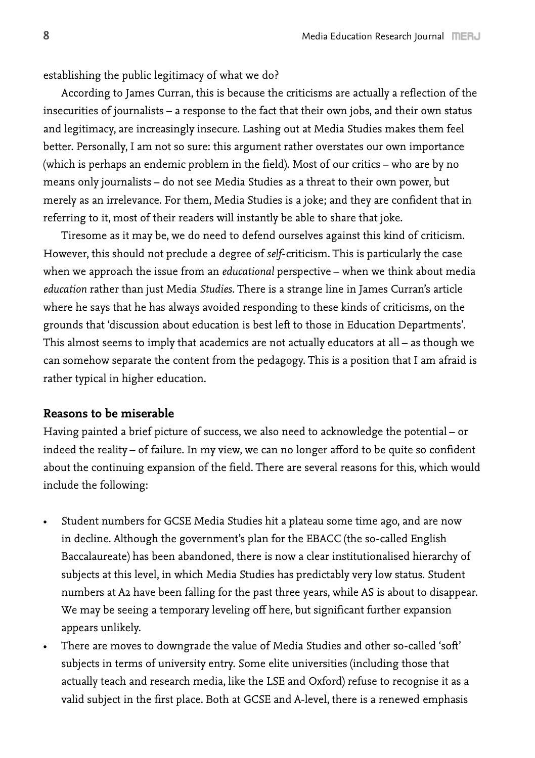establishing the public legitimacy of what we do?

According to James Curran, this is because the criticisms are actually a reflection of the insecurities of journalists – a response to the fact that their own jobs, and their own status and legitimacy, are increasingly insecure. Lashing out at Media Studies makes them feel better. Personally, I am not so sure: this argument rather overstates our own importance (which is perhaps an endemic problem in the field). Most of our critics – who are by no means only journalists – do not see Media Studies as a threat to their own power, but merely as an irrelevance. For them, Media Studies is a joke; and they are confident that in referring to it, most of their readers will instantly be able to share that joke.

Tiresome as it may be, we do need to defend ourselves against this kind of criticism. However, this should not preclude a degree of *self*-criticism. This is particularly the case when we approach the issue from an *educational* perspective – when we think about media *education* rather than just Media *Studies*. There is a strange line in James Curran's article where he says that he has always avoided responding to these kinds of criticisms, on the grounds that 'discussion about education is best left to those in Education Departments'. This almost seems to imply that academics are not actually educators at all – as though we can somehow separate the content from the pedagogy. This is a position that I am afraid is rather typical in higher education.

### Reasons to be miserable

Having painted a brief picture of success, we also need to acknowledge the potential – or indeed the reality – of failure. In my view, we can no longer afford to be quite so confident about the continuing expansion of the field. There are several reasons for this, which would include the following:

- Student numbers for GCSE Media Studies hit a plateau some time ago, and are now in decline. Although the government's plan for the EBACC (the so-called English Baccalaureate) has been abandoned, there is now a clear institutionalised hierarchy of subjects at this level, in which Media Studies has predictably very low status. Student numbers at A2 have been falling for the past three years, while AS is about to disappear. We may be seeing a temporary leveling off here, but significant further expansion appears unlikely.
- There are moves to downgrade the value of Media Studies and other so-called 'soft' subjects in terms of university entry. Some elite universities (including those that actually teach and research media, like the LSE and Oxford) refuse to recognise it as a valid subject in the first place. Both at GCSE and A-level, there is a renewed emphasis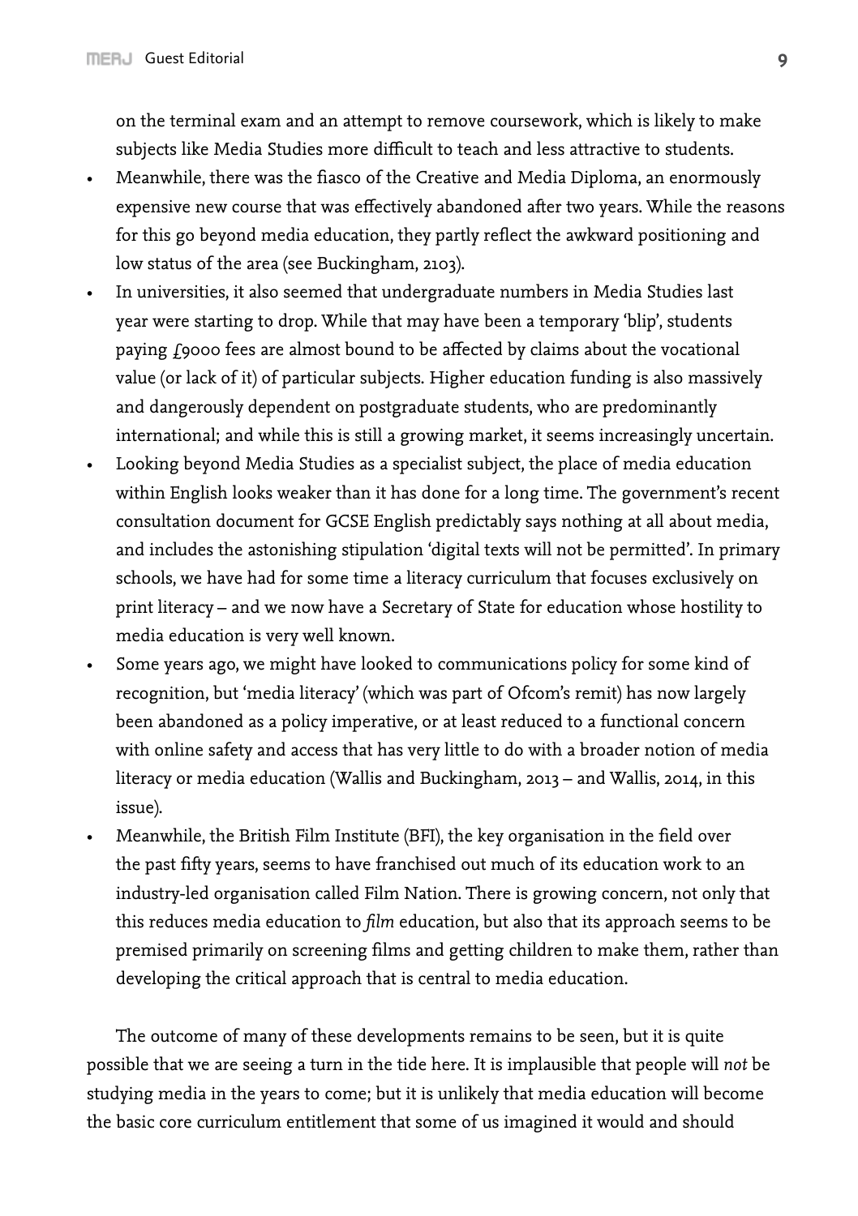on the terminal exam and an attempt to remove coursework, which is likely to make subjects like Media Studies more difficult to teach and less attractive to students.

- Meanwhile, there was the fiasco of the Creative and Media Diploma, an enormously expensive new course that was effectively abandoned after two years. While the reasons for this go beyond media education, they partly reflect the awkward positioning and low status of the area (see Buckingham, 2103).
- In universities, it also seemed that undergraduate numbers in Media Studies last year were starting to drop. While that may have been a temporary 'blip', students paying £9000 fees are almost bound to be affected by claims about the vocational value (or lack of it) of particular subjects. Higher education funding is also massively and dangerously dependent on postgraduate students, who are predominantly international; and while this is still a growing market, it seems increasingly uncertain.
- Looking beyond Media Studies as a specialist subject, the place of media education within English looks weaker than it has done for a long time. The government's recent consultation document for GCSE English predictably says nothing at all about media, and includes the astonishing stipulation 'digital texts will not be permitted'. In primary schools, we have had for some time a literacy curriculum that focuses exclusively on print literacy – and we now have a Secretary of State for education whose hostility to media education is very well known.
- Some years ago, we might have looked to communications policy for some kind of recognition, but 'media literacy' (which was part of Ofcom's remit) has now largely been abandoned as a policy imperative, or at least reduced to a functional concern with online safety and access that has very little to do with a broader notion of media literacy or media education (Wallis and Buckingham, 2013 – and Wallis, 2014, in this issue).
- Meanwhile, the British Film Institute (BFI), the key organisation in the field over the past fifty years, seems to have franchised out much of its education work to an industry-led organisation called Film Nation. There is growing concern, not only that this reduces media education to *film* education, but also that its approach seems to be premised primarily on screening films and getting children to make them, rather than developing the critical approach that is central to media education.

The outcome of many of these developments remains to be seen, but it is quite possible that we are seeing a turn in the tide here. It is implausible that people will *not* be studying media in the years to come; but it is unlikely that media education will become the basic core curriculum entitlement that some of us imagined it would and should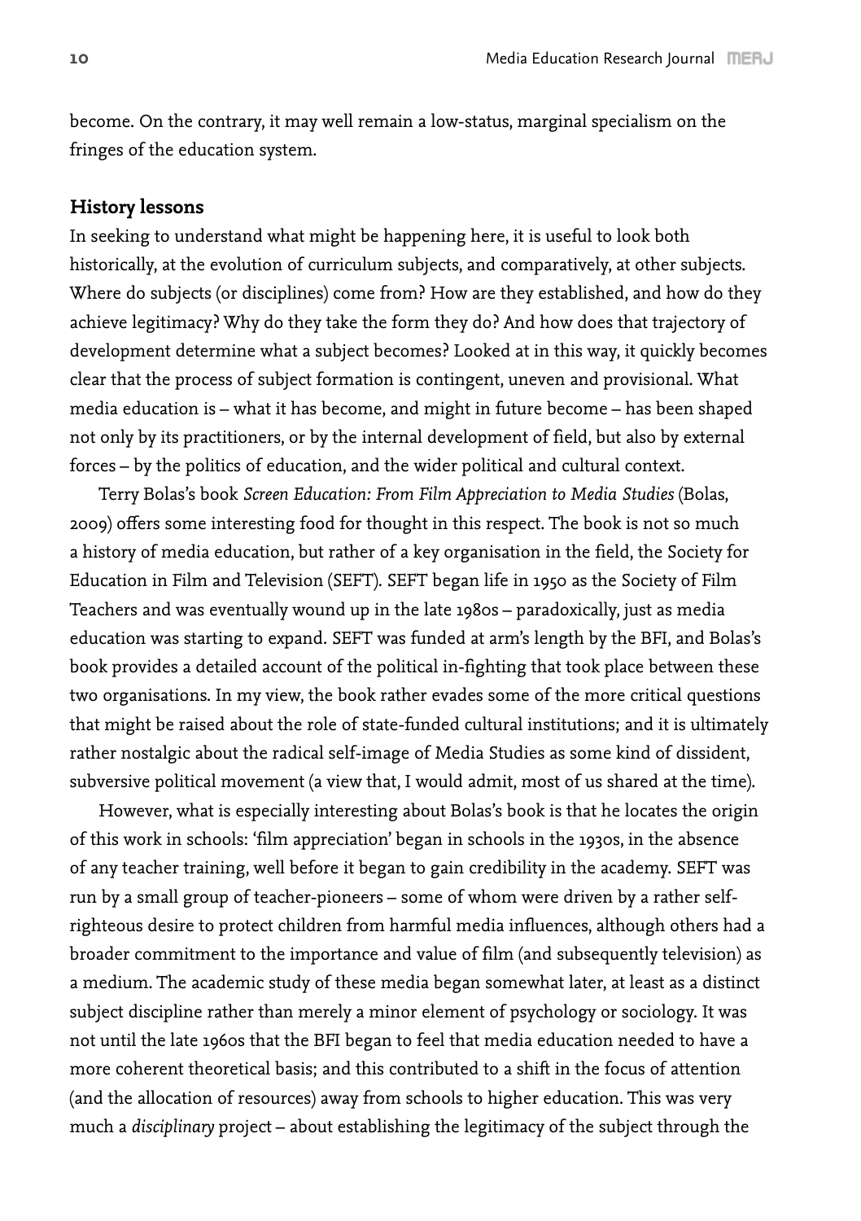become. On the contrary, it may well remain a low-status, marginal specialism on the fringes of the education system.

## History lessons

In seeking to understand what might be happening here, it is useful to look both historically, at the evolution of curriculum subjects, and comparatively, at other subjects. Where do subjects (or disciplines) come from? How are they established, and how do they achieve legitimacy? Why do they take the form they do? And how does that trajectory of development determine what a subject becomes? Looked at in this way, it quickly becomes clear that the process of subject formation is contingent, uneven and provisional. What media education is – what it has become, and might in future become – has been shaped not only by its practitioners, or by the internal development of field, but also by external forces – by the politics of education, and the wider political and cultural context.

Terry Bolas's book *Screen Education: From Film Appreciation to Media Studies* (Bolas, 2009) offers some interesting food for thought in this respect. The book is not so much a history of media education, but rather of a key organisation in the field, the Society for Education in Film and Television (SEFT). SEFT began life in 1950 as the Society of Film Teachers and was eventually wound up in the late 1980s – paradoxically, just as media education was starting to expand. SEFT was funded at arm's length by the BFI, and Bolas's book provides a detailed account of the political in-fighting that took place between these two organisations. In my view, the book rather evades some of the more critical questions that might be raised about the role of state-funded cultural institutions; and it is ultimately rather nostalgic about the radical self-image of Media Studies as some kind of dissident, subversive political movement (a view that, I would admit, most of us shared at the time).

However, what is especially interesting about Bolas's book is that he locates the origin of this work in schools: 'film appreciation' began in schools in the 1930s, in the absence of any teacher training, well before it began to gain credibility in the academy. SEFT was run by a small group of teacher-pioneers – some of whom were driven by a rather self-righteous desire to protect children from harmful media influences, although others had a broader commitment to the importance and value of film (and subsequently television) as a medium. The academic study of these media began somewhat later, at least as a distinct subject discipline rather than merely a minor element of psychology or sociology. It was not until the late 1960s that the BFI began to feel that media education needed to have a more coherent theoretical basis; and this contributed to a shift in the focus of attention (and the allocation of resources) away from schools to higher education. This was very much a *disciplinary* project – about establishing the legitimacy of the subject through the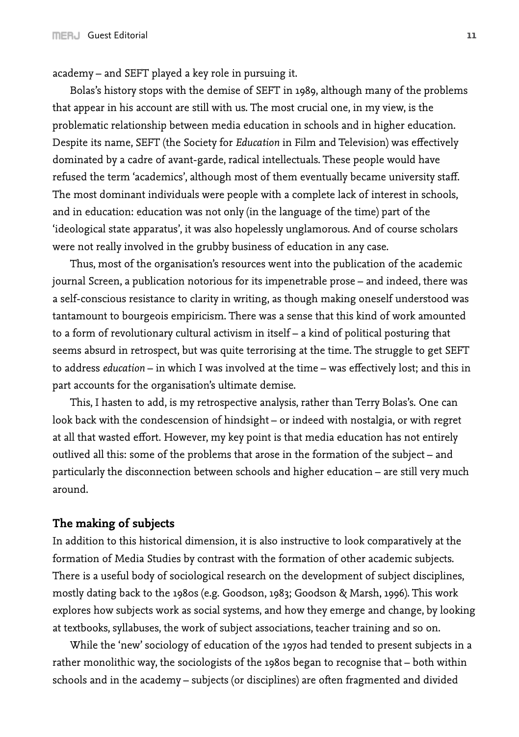academy – and SEFT played a key role in pursuing it.

Bolas's history stops with the demise of SEFT in 1989, although many of the problems that appear in his account are still with us. The most crucial one, in my view, is the problematic relationship between media education in schools and in higher education. Despite its name, SEFT (the Society for *Education* in Film and Television) was effectively dominated by a cadre of avant-garde, radical intellectuals. These people would have refused the term 'academics', although most of them eventually became university staff. The most dominant individuals were people with a complete lack of interest in schools, and in education: education was not only (in the language of the time) part of the 'ideological state apparatus', it was also hopelessly unglamorous. And of course scholars were not really involved in the grubby business of education in any case.

Thus, most of the organisation's resources went into the publication of the academic journal Screen, a publication notorious for its impenetrable prose – and indeed, there was a self-conscious resistance to clarity in writing, as though making oneself understood was tantamount to bourgeois empiricism. There was a sense that this kind of work amounted to a form of revolutionary cultural activism in itself – a kind of political posturing that seems absurd in retrospect, but was quite terrorising at the time. The struggle to get SEFT to address *education* – in which I was involved at the time – was effectively lost; and this in part accounts for the organisation's ultimate demise.

This, I hasten to add, is my retrospective analysis, rather than Terry Bolas's. One can look back with the condescension of hindsight – or indeed with nostalgia, or with regret at all that wasted effort. However, my key point is that media education has not entirely outlived all this: some of the problems that arose in the formation of the subject – and particularly the disconnection between schools and higher education – are still very much around.

## The making of subjects

In addition to this historical dimension, it is also instructive to look comparatively at the formation of Media Studies by contrast with the formation of other academic subjects. There is a useful body of sociological research on the development of subject disciplines, mostly dating back to the 1980s (e.g. Goodson, 1983; Goodson & Marsh, 1996). This work explores how subjects work as social systems, and how they emerge and change, by looking at textbooks, syllabuses, the work of subject associations, teacher training and so on.

While the 'new' sociology of education of the 1970s had tended to present subjects in a rather monolithic way, the sociologists of the 1980s began to recognise that – both within schools and in the academy – subjects (or disciplines) are often fragmented and divided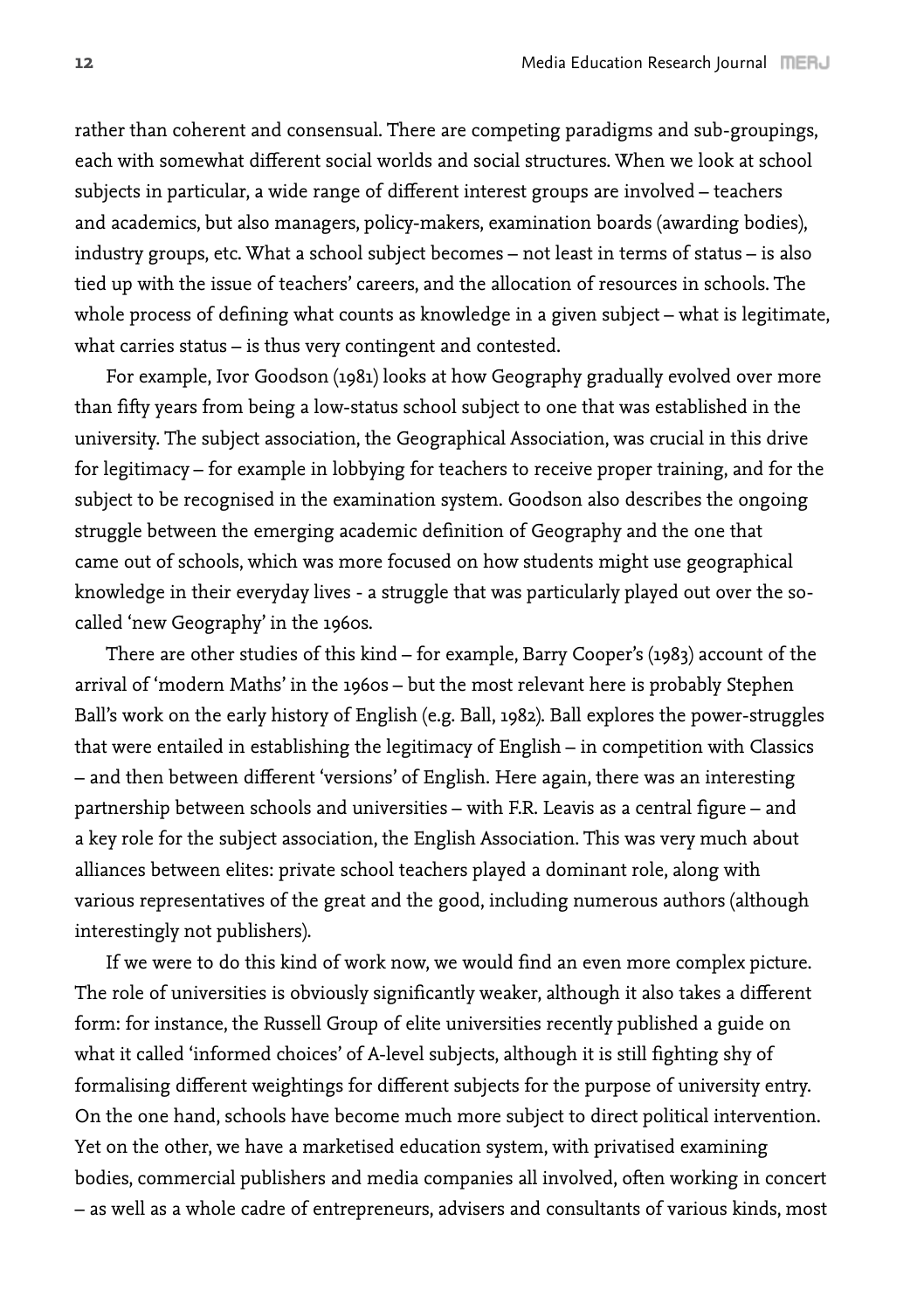rather than coherent and consensual. There are competing paradigms and sub-groupings, each with somewhat different social worlds and social structures. When we look at school subjects in particular, a wide range of different interest groups are involved – teachers and academics, but also managers, policy-makers, examination boards (awarding bodies), industry groups, etc. What a school subject becomes – not least in terms of status – is also tied up with the issue of teachers' careers, and the allocation of resources in schools. The whole process of defining what counts as knowledge in a given subject – what is legitimate, what carries status – is thus very contingent and contested.

For example, Ivor Goodson (1981) looks at how Geography gradually evolved over more than fifty years from being a low-status school subject to one that was established in the university. The subject association, the Geographical Association, was crucial in this drive for legitimacy – for example in lobbying for teachers to receive proper training, and for the subject to be recognised in the examination system. Goodson also describes the ongoing struggle between the emerging academic definition of Geography and the one that came out of schools, which was more focused on how students might use geographical knowledge in their everyday lives - a struggle that was particularly played out over the so-called 'new Geography' in the 1960s.

There are other studies of this kind – for example, Barry Cooper's (1983) account of the arrival of 'modern Maths' in the 1960s – but the most relevant here is probably Stephen Ball's work on the early history of English (e.g. Ball, 1982). Ball explores the power-struggles that were entailed in establishing the legitimacy of English – in competition with Classics – and then between different 'versions' of English. Here again, there was an interesting partnership between schools and universities – with F.R. Leavis as a central figure – and a key role for the subject association, the English Association. This was very much about alliances between elites: private school teachers played a dominant role, along with various representatives of the great and the good, including numerous authors (although interestingly not publishers).

If we were to do this kind of work now, we would find an even more complex picture. The role of universities is obviously significantly weaker, although it also takes a different form: for instance, the Russell Group of elite universities recently published a guide on what it called 'informed choices' of A-level subjects, although it is still fighting shy of formalising different weightings for different subjects for the purpose of university entry. On the one hand, schools have become much more subject to direct political intervention. Yet on the other, we have a marketised education system, with privatised examining bodies, commercial publishers and media companies all involved, often working in concert – as well as a whole cadre of entrepreneurs, advisers and consultants of various kinds, most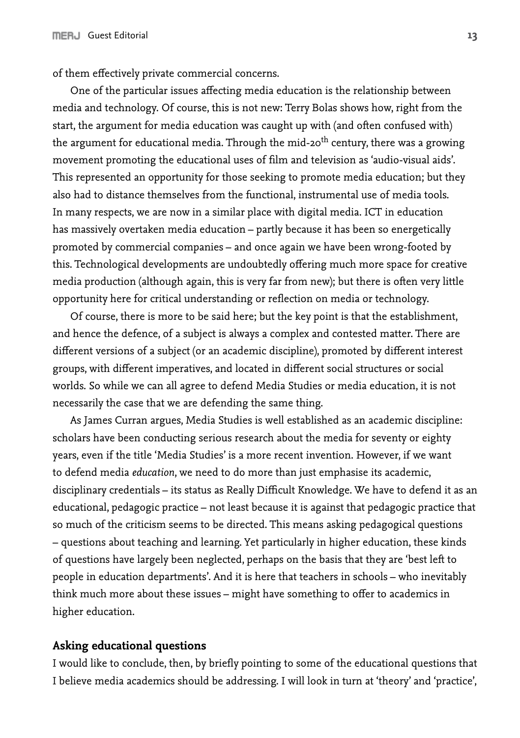of them effectively private commercial concerns.

One of the particular issues affecting media education is the relationship between media and technology. Of course, this is not new: Terry Bolas shows how, right from the start, the argument for media education was caught up with (and often confused with) the argument for educational media. Through the mid-20th century, there was a growing movement promoting the educational uses of film and television as 'audio-visual aids'. This represented an opportunity for those seeking to promote media education; but they also had to distance themselves from the functional, instrumental use of media tools. In many respects, we are now in a similar place with digital media. ICT in education has massively overtaken media education – partly because it has been so energetically promoted by commercial companies – and once again we have been wrong-footed by this. Technological developments are undoubtedly offering much more space for creative media production (although again, this is very far from new); but there is often very little opportunity here for critical understanding or reflection on media or technology.

Of course, there is more to be said here; but the key point is that the establishment, and hence the defence, of a subject is always a complex and contested matter. There are different versions of a subject (or an academic discipline), promoted by different interest groups, with different imperatives, and located in different social structures or social worlds. So while we can all agree to defend Media Studies or media education, it is not necessarily the case that we are defending the same thing.

As James Curran argues, Media Studies is well established as an academic discipline: scholars have been conducting serious research about the media for seventy or eighty years, even if the title 'Media Studies' is a more recent invention. However, if we want to defend media *education*, we need to do more than just emphasise its academic, disciplinary credentials – its status as Really Difficult Knowledge. We have to defend it as an educational, pedagogic practice – not least because it is against that pedagogic practice that so much of the criticism seems to be directed. This means asking pedagogical questions – questions about teaching and learning. Yet particularly in higher education, these kinds of questions have largely been neglected, perhaps on the basis that they are 'best left to people in education departments'. And it is here that teachers in schools – who inevitably think much more about these issues – might have something to offer to academics in higher education.

## Asking educational questions

I would like to conclude, then, by briefly pointing to some of the educational questions that I believe media academics should be addressing. I will look in turn at 'theory' and 'practice',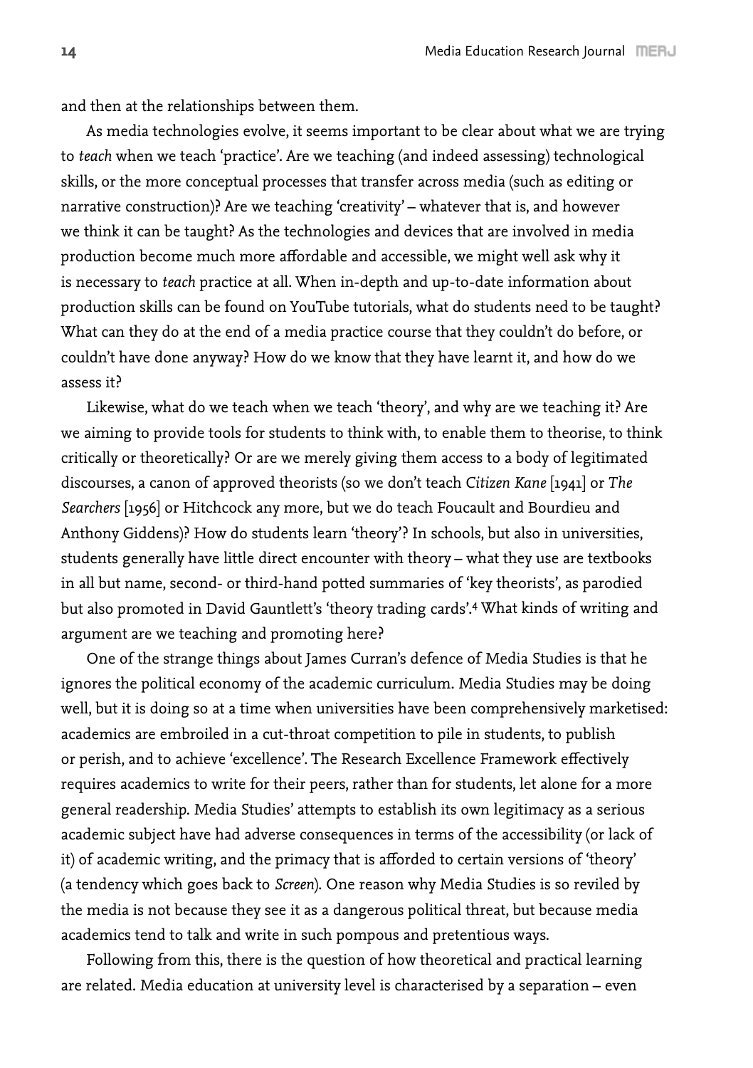and then at the relationships between them.

As media technologies evolve, it seems important to be clear about what we are trying to *teach* when we teach 'practice'. Are we teaching (and indeed assessing) technological skills, or the more conceptual processes that transfer across media (such as editing or narrative construction)? Are we teaching 'creativity' – whatever that is, and however we think it can be taught? As the technologies and devices that are involved in media production become much more affordable and accessible, we might well ask why it is necessary to *teach* practice at all. When in-depth and up-to-date information about production skills can be found on YouTube tutorials, what do students need to be taught? What can they do at the end of a media practice course that they couldn't do before, or couldn't have done anyway? How do we know that they have learnt it, and how do we assess it?

Likewise, what do we teach when we teach 'theory', and why are we teaching it? Are we aiming to provide tools for students to think with, to enable them to theorise, to think critically or theoretically? Or are we merely giving them access to a body of legitimated discourses, a canon of approved theorists (so we don't teach *Citizen Kane* [1941] or *The Searchers* [1956] or Hitchcock any more, but we do teach Foucault and Bourdieu and Anthony Giddens)? How do students learn 'theory'? In schools, but also in universities, students generally have little direct encounter with theory – what they use are textbooks in all but name, second- or third-hand potted summaries of 'key theorists', as parodied but also promoted in David Gauntlett's 'theory trading cards'.[4] What kinds of writing and argument are we teaching and promoting here?

One of the strange things about James Curran's defence of Media Studies is that he ignores the political economy of the academic curriculum. Media Studies may be doing well, but it is doing so at a time when universities have been comprehensively marketised: academics are embroiled in a cut-throat competition to pile in students, to publish or perish, and to achieve 'excellence'. The Research Excellence Framework effectively requires academics to write for their peers, rather than for students, let alone for a more general readership. Media Studies' attempts to establish its own legitimacy as a serious academic subject have had adverse consequences in terms of the accessibility (or lack of it) of academic writing, and the primacy that is afforded to certain versions of 'theory' (a tendency which goes back to *Screen*). One reason why Media Studies is so reviled by the media is not because they see it as a dangerous political threat, but because media academics tend to talk and write in such pompous and pretentious ways.

Following from this, there is the question of how theoretical and practical learning are related. Media education at university level is characterised by a separation – even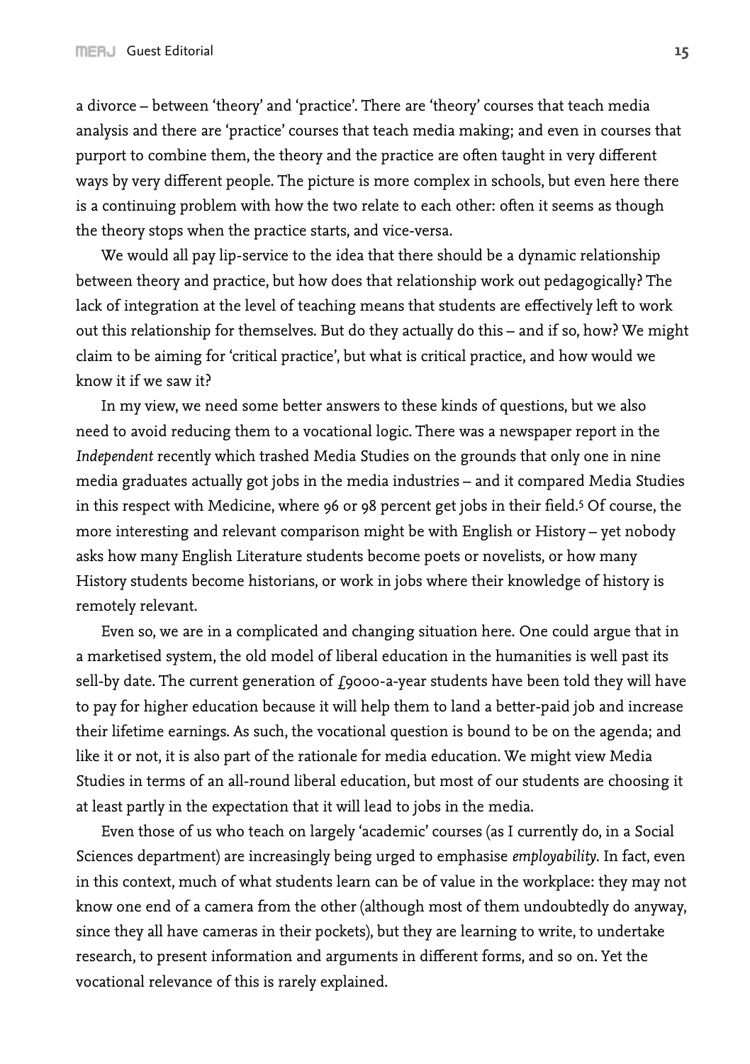a divorce – between 'theory' and 'practice'. There are 'theory' courses that teach media analysis and there are 'practice' courses that teach media making; and even in courses that purport to combine them, the theory and the practice are often taught in very different ways by very different people. The picture is more complex in schools, but even here there is a continuing problem with how the two relate to each other: often it seems as though the theory stops when the practice starts, and vice-versa.

We would all pay lip-service to the idea that there should be a dynamic relationship between theory and practice, but how does that relationship work out pedagogically? The lack of integration at the level of teaching means that students are effectively left to work out this relationship for themselves. But do they actually do this – and if so, how? We might claim to be aiming for 'critical practice', but what is critical practice, and how would we know it if we saw it?

In my view, we need some better answers to these kinds of questions, but we also need to avoid reducing them to a vocational logic. There was a newspaper report in the *Independent* recently which trashed Media Studies on the grounds that only one in nine media graduates actually got jobs in the media industries – and it compared Media Studies in this respect with Medicine, where 96 or 98 percent get jobs in their field.[5] Of course, the more interesting and relevant comparison might be with English or History – yet nobody asks how many English Literature students become poets or novelists, or how many History students become historians, or work in jobs where their knowledge of history is remotely relevant.

Even so, we are in a complicated and changing situation here. One could argue that in a marketised system, the old model of liberal education in the humanities is well past its sell-by date. The current generation of £9000-a-year students have been told they will have to pay for higher education because it will help them to land a better-paid job and increase their lifetime earnings. As such, the vocational question is bound to be on the agenda; and like it or not, it is also part of the rationale for media education. We might view Media Studies in terms of an all-round liberal education, but most of our students are choosing it at least partly in the expectation that it will lead to jobs in the media.

Even those of us who teach on largely 'academic' courses (as I currently do, in a Social Sciences department) are increasingly being urged to emphasise *employability*. In fact, even in this context, much of what students learn can be of value in the workplace: they may not know one end of a camera from the other (although most of them undoubtedly do anyway, since they all have cameras in their pockets), but they are learning to write, to undertake research, to present information and arguments in different forms, and so on. Yet the vocational relevance of this is rarely explained.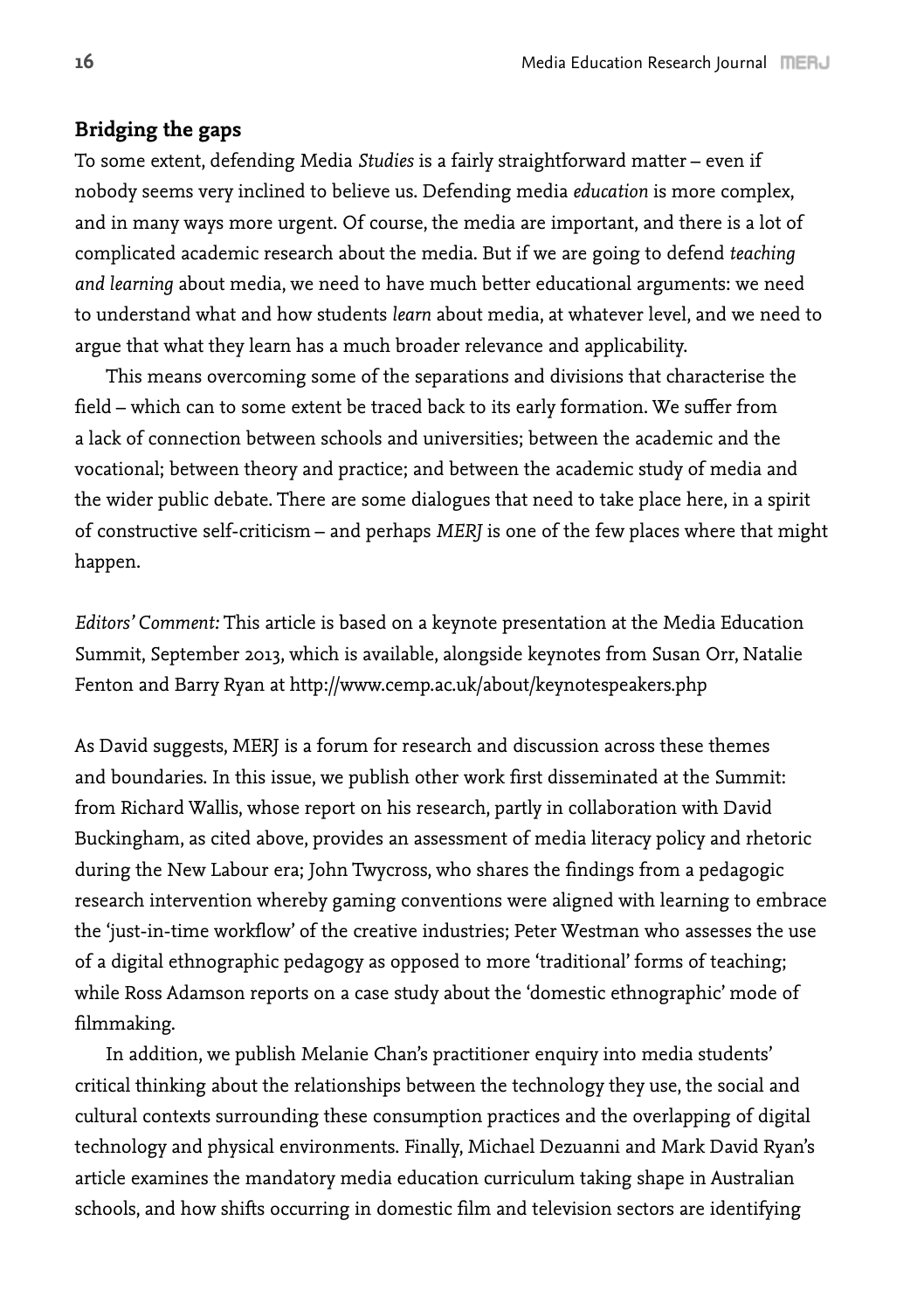## Bridging the gaps

To some extent, defending Media *Studies* is a fairly straightforward matter – even if nobody seems very inclined to believe us. Defending media *education* is more complex, and in many ways more urgent. Of course, the media are important, and there is a lot of complicated academic research about the media. But if we are going to defend *teaching and learning* about media, we need to have much better educational arguments: we need to understand what and how students *learn* about media, at whatever level, and we need to argue that what they learn has a much broader relevance and applicability.

This means overcoming some of the separations and divisions that characterise the field – which can to some extent be traced back to its early formation. We suffer from a lack of connection between schools and universities; between the academic and the vocational; between theory and practice; and between the academic study of media and the wider public debate. There are some dialogues that need to take place here, in a spirit of constructive self-criticism – and perhaps *MERJ* is one of the few places where that might happen.

*Editors' Comment:* This article is based on a keynote presentation at the Media Education Summit, September 2013, which is available, alongside keynotes from Susan Orr, Natalie Fenton and Barry Ryan at http://www.cemp.ac.uk/about/keynotespeakers.php

As David suggests, MERJ is a forum for research and discussion across these themes and boundaries. In this issue, we publish other work first disseminated at the Summit: from Richard Wallis, whose report on his research, partly in collaboration with David Buckingham, as cited above, provides an assessment of media literacy policy and rhetoric during the New Labour era; John Twycross, who shares the findings from a pedagogic research intervention whereby gaming conventions were aligned with learning to embrace the 'just-in-time workflow' of the creative industries; Peter Westman who assesses the use of a digital ethnographic pedagogy as opposed to more 'traditional' forms of teaching; while Ross Adamson reports on a case study about the 'domestic ethnographic' mode of filmmaking.

In addition, we publish Melanie Chan's practitioner enquiry into media students' critical thinking about the relationships between the technology they use, the social and cultural contexts surrounding these consumption practices and the overlapping of digital technology and physical environments. Finally, Michael Dezuanni and Mark David Ryan's article examines the mandatory media education curriculum taking shape in Australian schools, and how shifts occurring in domestic film and television sectors are identifying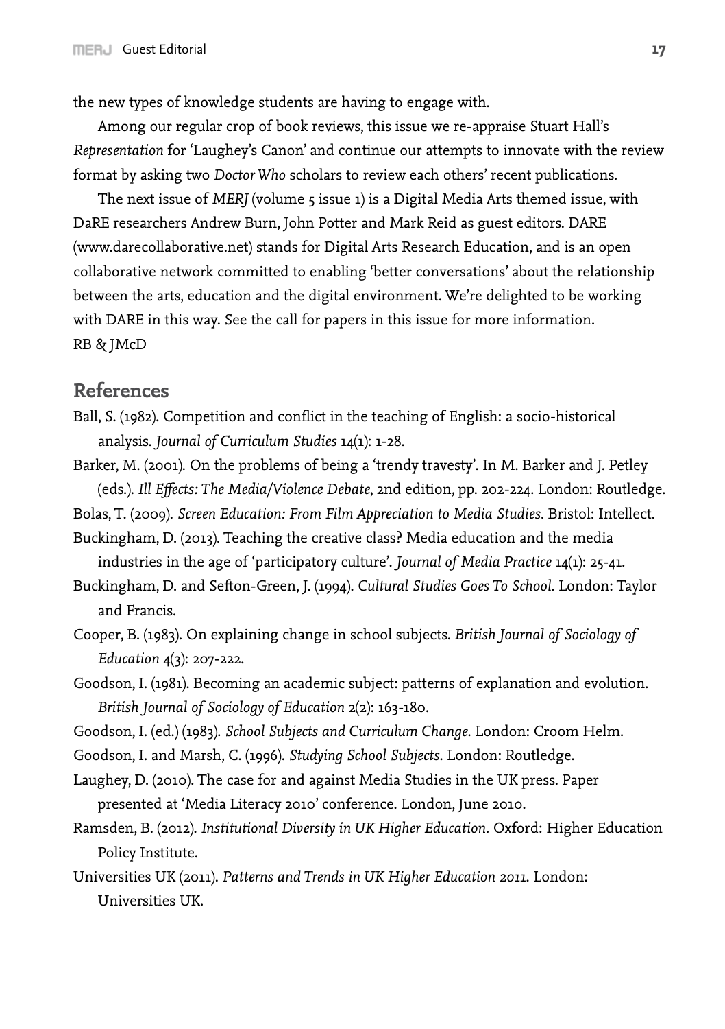the new types of knowledge students are having to engage with.

Among our regular crop of book reviews, this issue we re-appraise Stuart Hall's *Representation* for 'Laughey's Canon' and continue our attempts to innovate with the review format by asking two *Doctor Who* scholars to review each others' recent publications.

The next issue of *MERJ* (volume 5 issue 1) is a Digital Media Arts themed issue, with DaRE researchers Andrew Burn, John Potter and Mark Reid as guest editors. DARE (www.darecollaborative.net) stands for Digital Arts Research Education, and is an open collaborative network committed to enabling 'better conversations' about the relationship between the arts, education and the digital environment. We're delighted to be working with DARE in this way. See the call for papers in this issue for more information.
RB & JMcD

## References

Ball, S. (1982). Competition and conflict in the teaching of English: a socio-historical analysis. *Journal of Curriculum Studies* 14(1): 1-28.

Barker, M. (2001). On the problems of being a 'trendy travesty'. In M. Barker and J. Petley (eds.). *Ill Effects: The Media/Violence Debate*, 2nd edition, pp. 202-224. London: Routledge.

Bolas, T. (2009). *Screen Education: From Film Appreciation to Media Studies*. Bristol: Intellect.

Buckingham, D. (2013). Teaching the creative class? Media education and the media industries in the age of 'participatory culture'. *Journal of Media Practice* 14(1): 25-41.

Buckingham, D. and Sefton-Green, J. (1994). *Cultural Studies Goes To School*. London: Taylor and Francis.

Cooper, B. (1983). On explaining change in school subjects. *British Journal of Sociology of Education* 4(3): 207-222.

Goodson, I. (1981). Becoming an academic subject: patterns of explanation and evolution. *British Journal of Sociology of Education* 2(2): 163-180.

Goodson, I. (ed.) (1983). *School Subjects and Curriculum Change*. London: Croom Helm.

Goodson, I. and Marsh, C. (1996). *Studying School Subjects*. London: Routledge.

Laughey, D. (2010). The case for and against Media Studies in the UK press. Paper presented at 'Media Literacy 2010' conference. London, June 2010.

Ramsden, B. (2012). *Institutional Diversity in UK Higher Education*. Oxford: Higher Education Policy Institute.

Universities UK (2011). *Patterns and Trends in UK Higher Education 2011*. London: Universities UK.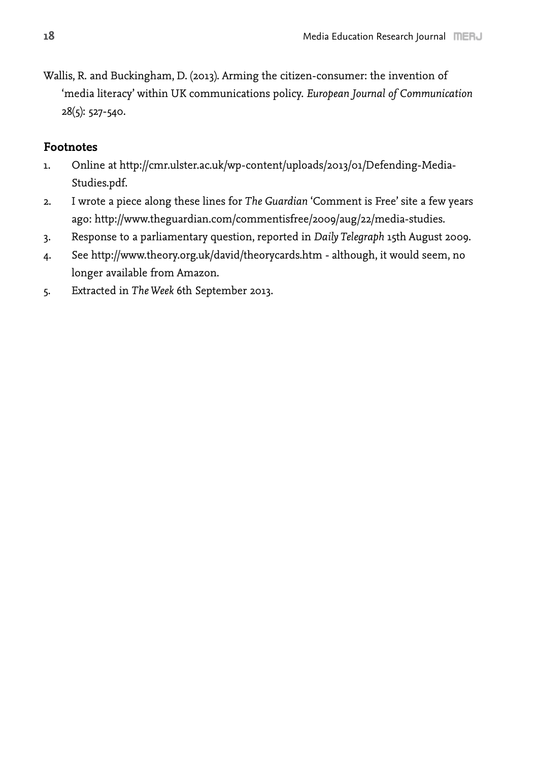Wallis, R. and Buckingham, D. (2013). Arming the citizen-consumer: the invention of 'media literacy' within UK communications policy. *European Journal of Communication* 28(5): 527-540.

## Footnotes

1. Online at http://cmr.ulster.ac.uk/wp-content/uploads/2013/01/Defending-Media-Studies.pdf.
2. I wrote a piece along these lines for *The Guardian* 'Comment is Free' site a few years ago: http://www.theguardian.com/commentisfree/2009/aug/22/media-studies.
3. Response to a parliamentary question, reported in *Daily Telegraph* 15th August 2009.
4. See http://www.theory.org.uk/david/theorycards.htm - although, it would seem, no longer available from Amazon.
5. Extracted in *The Week* 6th September 2013.